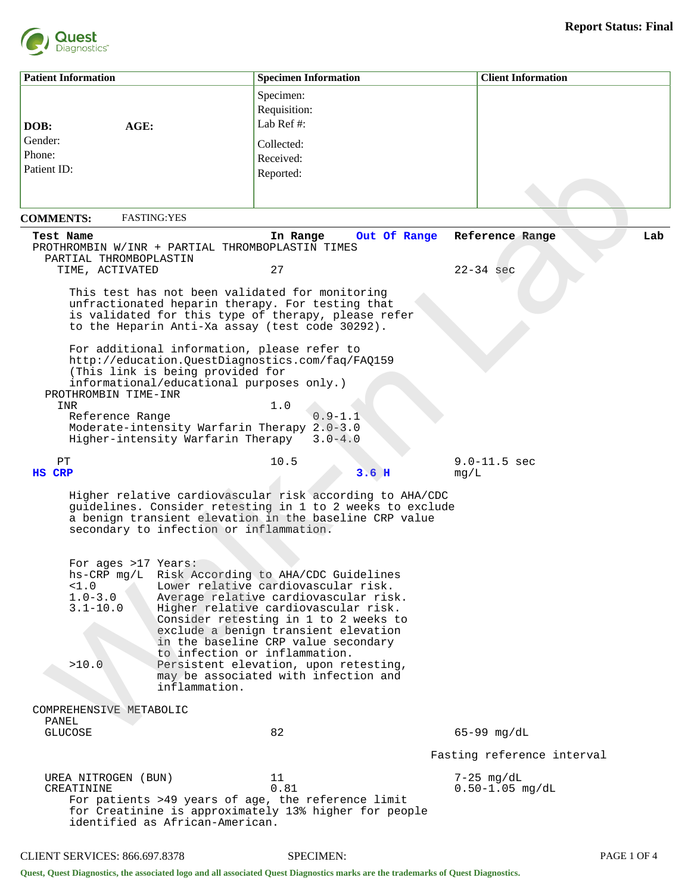Quest Diagnostics

**Report Status: Final**

| Patient Information | Specimen Information | Client Information |
|---|---|---|
| DOB: AGE: | Specimen: | |
| Gender: | Requisition: | |
| Phone: | Lab Ref #: | |
| Patient ID: | Collected: | |
| | Received: | |
| | Reported: | |

**COMMENTS:** FASTING:YES

| Test Name | In Range | Out Of Range | Reference Range | Lab |
|---|---|---|---|---|
| PROTHROMBIN W/INR + PARTIAL THROMBOPLASTIN TIMES | | | | |
| PARTIAL THROMBOPLASTIN TIME, ACTIVATED | 27 | | 22-34 sec | |

This test has not been validated for monitoring unfractionated heparin therapy. For testing that is validated for this type of therapy, please refer to the Heparin Anti-Xa assay (test code 30292).

For additional information, please refer to http://education.QuestDiagnostics.com/faq/FAQ159 (This link is being provided for informational/educational purposes only.)

| Test Name | In Range | Out Of Range | Reference Range | Lab |
|---|---|---|---|---|
| PROTHROMBIN TIME-INR | | | | |
| INR | 1.0 | | | |

| | |
|---|---|
| Reference Range | 0.9-1.1 |
| Moderate-intensity Warfarin Therapy | 2.0-3.0 |
| Higher-intensity Warfarin Therapy | 3.0-4.0 |

| Test Name | In Range | Out Of Range | Reference Range | Lab |
|---|---|---|---|---|
| PT | 10.5 | | 9.0-11.5 sec | |
| **HS CRP** | | **3.6 H** | mg/L | |

Higher relative cardiovascular risk according to AHA/CDC guidelines. Consider retesting in 1 to 2 weeks to exclude a benign transient elevation in the baseline CRP value secondary to infection or inflammation.

For ages >17 Years:

| hs-CRP mg/L | Risk According to AHA/CDC Guidelines |
|---|---|
| <1.0 | Lower relative cardiovascular risk. |
| 1.0-3.0 | Average relative cardiovascular risk. |
| 3.1-10.0 | Higher relative cardiovascular risk. Consider retesting in 1 to 2 weeks to exclude a benign transient elevation in the baseline CRP value secondary to infection or inflammation. |
| >10.0 | Persistent elevation, upon retesting, may be associated with infection and inflammation. |

| Test Name | In Range | Out Of Range | Reference Range | Lab |
|---|---|---|---|---|
| COMPREHENSIVE METABOLIC PANEL | | | | |
| GLUCOSE | 82 | | 65-99 mg/dL | |
| | | | Fasting reference interval | |
| UREA NITROGEN (BUN) | 11 | | 7-25 mg/dL | |
| CREATININE | 0.81 | | 0.50-1.05 mg/dL | |

For patients >49 years of age, the reference limit for Creatinine is approximately 13% higher for people identified as African-American.

CLIENT SERVICES: 866.697.8378 SPECIMEN:

Quest, Quest Diagnostics, the associated logo and all associated Quest Diagnostics marks are the trademarks of Quest Diagnostics.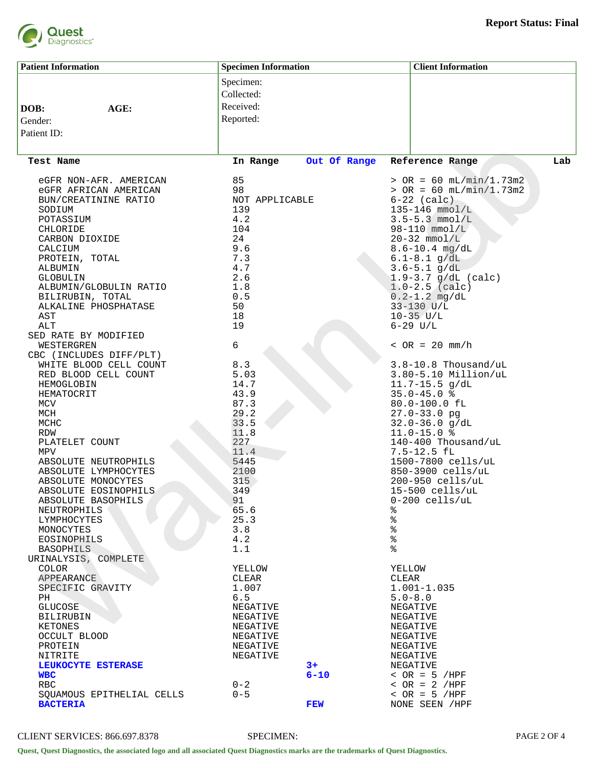**Report Status: Final**

| Patient Information | Specimen Information | Client Information |
|---|---|---|
| DOB: AGE: | Specimen: | |
| Gender: | Collected: | |
| Patient ID: | Received: | |
| | Reported: | |

| Test Name | In Range | Out Of Range | Reference Range | Lab |
|---|---|---|---|---|
| eGFR NON-AFR. AMERICAN | 85 | | > OR = 60 mL/min/1.73m2 | |
| eGFR AFRICAN AMERICAN | 98 | | > OR = 60 mL/min/1.73m2 | |
| BUN/CREATININE RATIO | NOT APPLICABLE | | 6-22 (calc) | |
| SODIUM | 139 | | 135-146 mmol/L | |
| POTASSIUM | 4.2 | | 3.5-5.3 mmol/L | |
| CHLORIDE | 104 | | 98-110 mmol/L | |
| CARBON DIOXIDE | 24 | | 20-32 mmol/L | |
| CALCIUM | 9.6 | | 8.6-10.4 mg/dL | |
| PROTEIN, TOTAL | 7.3 | | 6.1-8.1 g/dL | |
| ALBUMIN | 4.7 | | 3.6-5.1 g/dL | |
| GLOBULIN | 2.6 | | 1.9-3.7 g/dL (calc) | |
| ALBUMIN/GLOBULIN RATIO | 1.8 | | 1.0-2.5 (calc) | |
| BILIRUBIN, TOTAL | 0.5 | | 0.2-1.2 mg/dL | |
| ALKALINE PHOSPHATASE | 50 | | 33-130 U/L | |
| AST | 18 | | 10-35 U/L | |
| ALT | 19 | | 6-29 U/L | |
| SED RATE BY MODIFIED WESTERGREN | 6 | | < OR = 20 mm/h | |
| CBC (INCLUDES DIFF/PLT) | | | | |
| WHITE BLOOD CELL COUNT | 8.3 | | 3.8-10.8 Thousand/uL | |
| RED BLOOD CELL COUNT | 5.03 | | 3.80-5.10 Million/uL | |
| HEMOGLOBIN | 14.7 | | 11.7-15.5 g/dL | |
| HEMATOCRIT | 43.9 | | 35.0-45.0 % | |
| MCV | 87.3 | | 80.0-100.0 fL | |
| MCH | 29.2 | | 27.0-33.0 pg | |
| MCHC | 33.5 | | 32.0-36.0 g/dL | |
| RDW | 11.8 | | 11.0-15.0 % | |
| PLATELET COUNT | 227 | | 140-400 Thousand/uL | |
| MPV | 11.4 | | 7.5-12.5 fL | |
| ABSOLUTE NEUTROPHILS | 5445 | | 1500-7800 cells/uL | |
| ABSOLUTE LYMPHOCYTES | 2100 | | 850-3900 cells/uL | |
| ABSOLUTE MONOCYTES | 315 | | 200-950 cells/uL | |
| ABSOLUTE EOSINOPHILS | 349 | | 15-500 cells/uL | |
| ABSOLUTE BASOPHILS | 91 | | 0-200 cells/uL | |
| NEUTROPHILS | 65.6 | | % | |
| LYMPHOCYTES | 25.3 | | % | |
| MONOCYTES | 3.8 | | % | |
| EOSINOPHILS | 4.2 | | % | |
| BASOPHILS | 1.1 | | % | |
| URINALYSIS, COMPLETE | | | | |
| COLOR | YELLOW | | YELLOW | |
| APPEARANCE | CLEAR | | CLEAR | |
| SPECIFIC GRAVITY | 1.007 | | 1.001-1.035 | |
| PH | 6.5 | | 5.0-8.0 | |
| GLUCOSE | NEGATIVE | | NEGATIVE | |
| BILIRUBIN | NEGATIVE | | NEGATIVE | |
| KETONES | NEGATIVE | | NEGATIVE | |
| OCCULT BLOOD | NEGATIVE | | NEGATIVE | |
| PROTEIN | NEGATIVE | | NEGATIVE | |
| NITRITE | NEGATIVE | | NEGATIVE | |
| **LEUKOCYTE ESTERASE** | | **3+** | NEGATIVE | |
| **WBC** | | **6-10** | < OR = 5 /HPF | |
| RBC | 0-2 | | < OR = 2 /HPF | |
| SQUAMOUS EPITHELIAL CELLS | 0-5 | | < OR = 5 /HPF | |
| **BACTERIA** | | **FEW** | NONE SEEN /HPF | |

CLIENT SERVICES: 866.697.8378 SPECIMEN:

Quest, Quest Diagnostics, the associated logo and all associated Quest Diagnostics marks are the trademarks of Quest Diagnostics.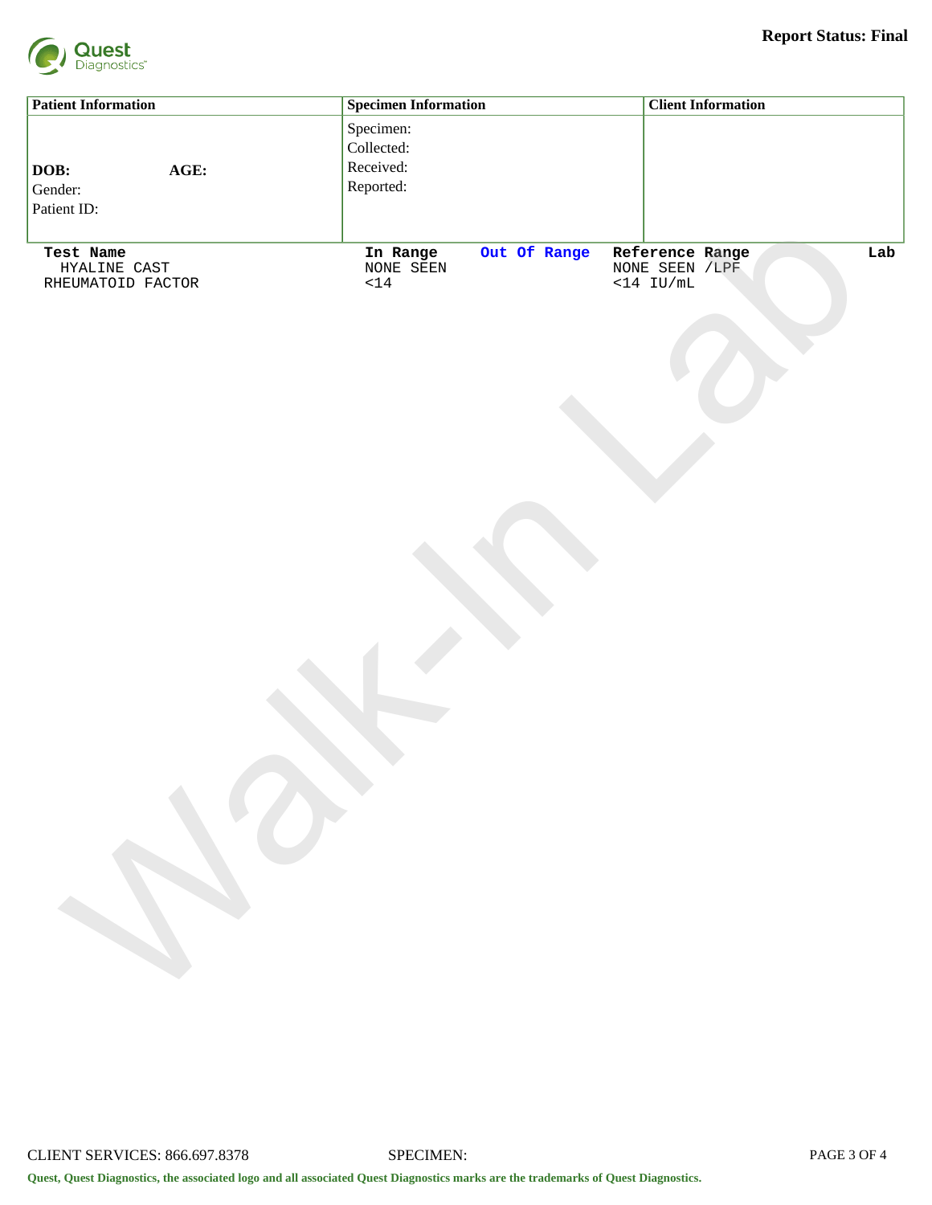**Report Status: Final**

| Patient Information | Specimen Information | Client Information |
|---|---|---|
| **DOB:** **AGE:**<br>Gender:<br>Patient ID: | Specimen:<br>Collected:<br>Received:<br>Reported: | |

| Test Name | In Range | Out Of Range | Reference Range | Lab |
|---|---|---|---|---|
| HYALINE CAST | NONE SEEN | | NONE SEEN /LPF | |
| RHEUMATOID FACTOR | <14 | | <14 IU/mL | |

CLIENT SERVICES: 866.697.8378 SPECIMEN:

**Quest, Quest Diagnostics, the associated logo and all associated Quest Diagnostics marks are the trademarks of Quest Diagnostics.**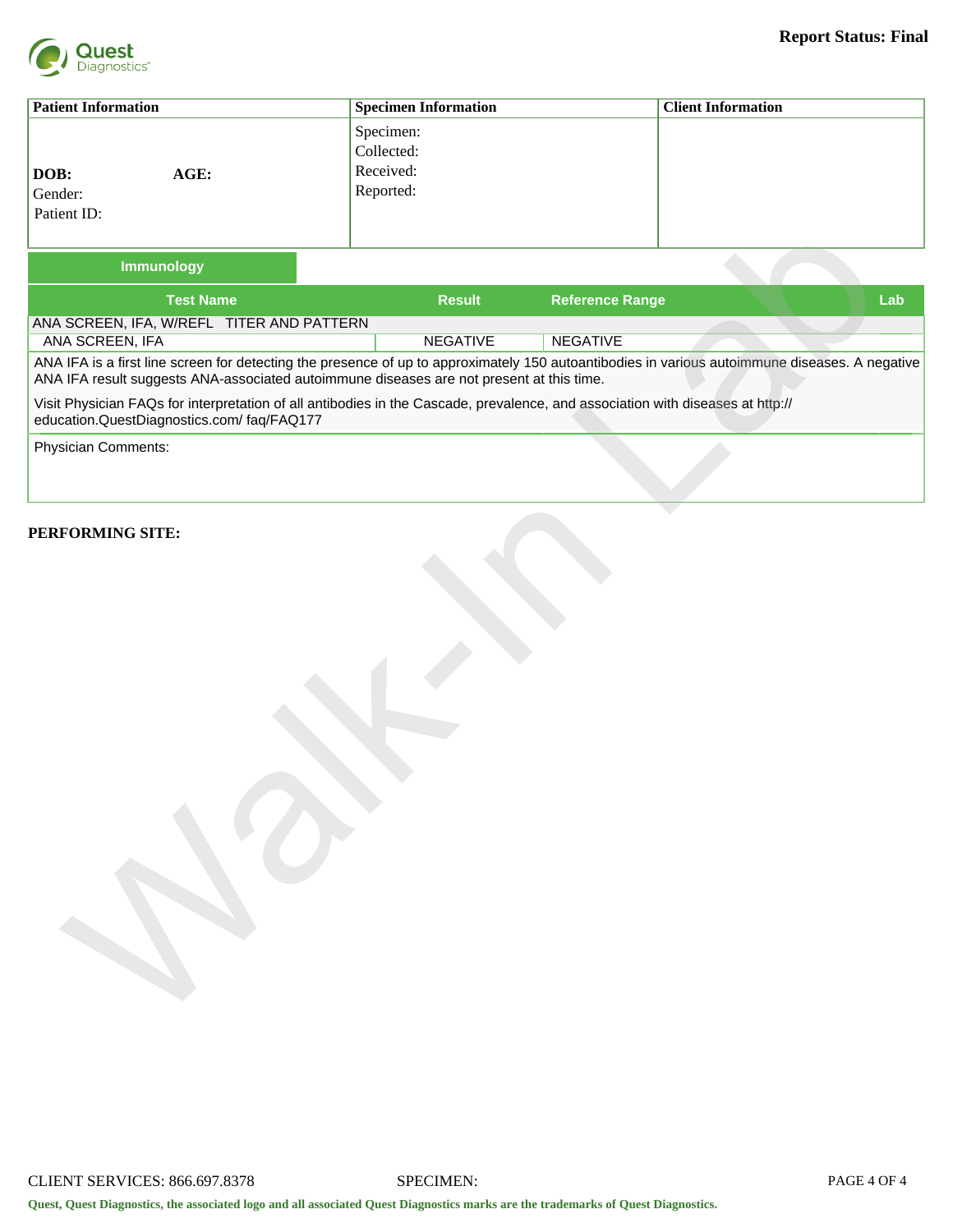**Report Status: Final**

| Patient Information | Specimen Information | Client Information |
|---|---|---|
| **DOB:** **AGE:** <br> Gender: <br> Patient ID: | Specimen: <br> Collected: <br> Received: <br> Reported: | |

## Immunology

| Test Name | Result | Reference Range | Lab |
|---|---|---|---|
| ANA SCREEN, IFA, W/REFL TITER AND PATTERN | | | |
| ANA SCREEN, IFA | NEGATIVE | NEGATIVE | |

ANA IFA is a first line screen for detecting the presence of up to approximately 150 autoantibodies in various autoimmune diseases. A negative ANA IFA result suggests ANA-associated autoimmune diseases are not present at this time.

Visit Physician FAQs for interpretation of all antibodies in the Cascade, prevalence, and association with diseases at http:// education.QuestDiagnostics.com/ faq/FAQ177

Physician Comments:

**PERFORMING SITE:**

CLIENT SERVICES: 866.697.8378 SPECIMEN:

**Quest, Quest Diagnostics, the associated logo and all associated Quest Diagnostics marks are the trademarks of Quest Diagnostics.**